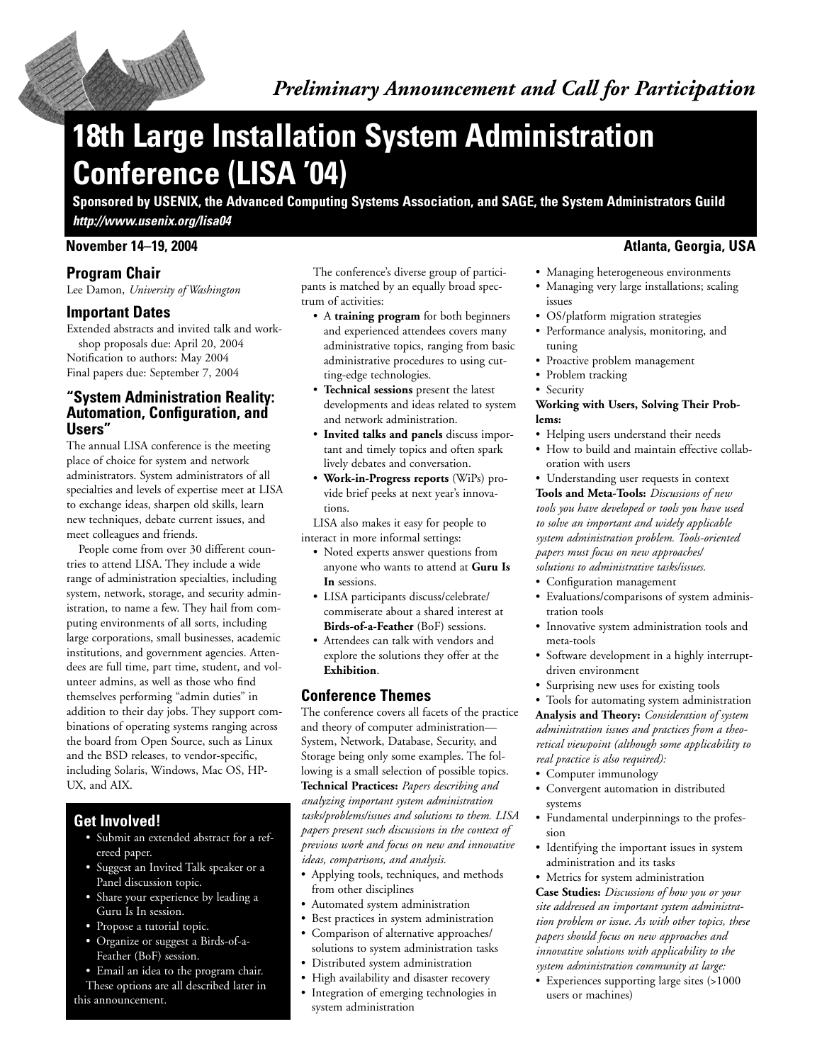*Preliminary Announcement and Call for Participation*

# 18th Large Installation System Administration Conference (LISA '04)

**Sponsored by USENIX, the Advanced Computing Systems Association, and SAGE, the System Administrators Guild**

***http://www.usenix.org/lisa04***

**November 14–19, 2004** | **Atlanta, Georgia, USA**

## Program Chair

Lee Damon, *University of Washington*

## Important Dates

Extended abstracts and invited talk and workshop proposals due: April 20, 2004
Notification to authors: May 2004
Final papers due: September 7, 2004

## "System Administration Reality: Automation, Configuration, and Users"

The annual LISA conference is the meeting place of choice for system and network administrators. System administrators of all specialties and levels of expertise meet at LISA to exchange ideas, sharpen old skills, learn new techniques, debate current issues, and meet colleagues and friends.

People come from over 30 different countries to attend LISA. They include a wide range of administration specialties, including system, network, storage, and security administration, to name a few. They hail from computing environments of all sorts, including large corporations, small businesses, academic institutions, and government agencies. Attendees are full time, part time, student, and volunteer admins, as well as those who find themselves performing "admin duties" in addition to their day jobs. They support combinations of operating systems ranging across the board from Open Source, such as Linux and the BSD releases, to vendor-specific, including Solaris, Windows, Mac OS, HP-UX, and AIX.

## Get Involved!

- Submit an extended abstract for a refereed paper.
- Suggest an Invited Talk speaker or a Panel discussion topic.
- Share your experience by leading a Guru Is In session.
- Propose a tutorial topic.
- Organize or suggest a Birds-of-a-Feather (BoF) session.
- Email an idea to the program chair.

These options are all described later in this announcement.

The conference's diverse group of participants is matched by an equally broad spectrum of activities:

- A **training program** for both beginners and experienced attendees covers many administrative topics, ranging from basic administrative procedures to using cutting-edge technologies.
- **Technical sessions** present the latest developments and ideas related to system and network administration.
- **Invited talks and panels** discuss important and timely topics and often spark lively debates and conversation.
- **Work-in-Progress reports** (WiPs) provide brief peeks at next year's innovations.

LISA also makes it easy for people to interact in more informal settings:

- Noted experts answer questions from anyone who wants to attend at **Guru Is In** sessions.
- LISA participants discuss/celebrate/commiserate about a shared interest at **Birds-of-a-Feather** (BoF) sessions.
- Attendees can talk with vendors and explore the solutions they offer at the **Exhibition**.

## Conference Themes

The conference covers all facets of the practice and theory of computer administration—System, Network, Database, Security, and Storage being only some examples. The following is a small selection of possible topics.

**Technical Practices:** *Papers describing and analyzing important system administration tasks/problems/issues and solutions to them. LISA papers present such discussions in the context of previous work and focus on new and innovative ideas, comparisons, and analysis.*

- Applying tools, techniques, and methods from other disciplines
- Automated system administration
- Best practices in system administration
- Comparison of alternative approaches/solutions to system administration tasks
- Distributed system administration
- High availability and disaster recovery
- Integration of emerging technologies in system administration
- Managing heterogeneous environments
- Managing very large installations; scaling issues
- OS/platform migration strategies
- Performance analysis, monitoring, and tuning
- Proactive problem management
- Problem tracking
- Security

**Working with Users, Solving Their Problems:**

- Helping users understand their needs
- How to build and maintain effective collaboration with users
- Understanding user requests in context

**Tools and Meta-Tools:** *Discussions of new tools you have developed or tools you have used to solve an important and widely applicable system administration problem. Tools-oriented papers must focus on new approaches/solutions to administrative tasks/issues.*

- Configuration management
- Evaluations/comparisons of system administration tools
- Innovative system administration tools and meta-tools
- Software development in a highly interrupt-driven environment
- Surprising new uses for existing tools
- Tools for automating system administration

**Analysis and Theory:** *Consideration of system administration issues and practices from a theoretical viewpoint (although some applicability to real practice is also required):*

- Computer immunology
- Convergent automation in distributed systems
- Fundamental underpinnings to the profession
- Identifying the important issues in system administration and its tasks
- Metrics for system administration

**Case Studies:** *Discussions of how you or your site addressed an important system administration problem or issue. As with other topics, these papers should focus on new approaches and innovative solutions with applicability to the system administration community at large:*

- Experiences supporting large sites (>1000 users or machines)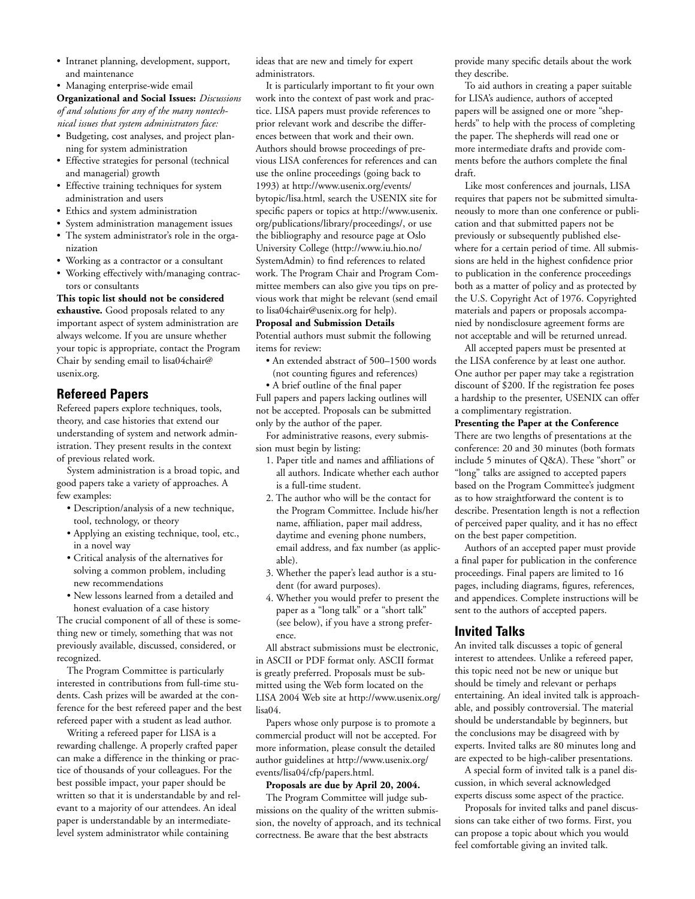- Intranet planning, development, support, and maintenance
- Managing enterprise-wide email

**Organizational and Social Issues:** *Discussions of and solutions for any of the many nontechnical issues that system administrators face:*

- Budgeting, cost analyses, and project planning for system administration
- Effective strategies for personal (technical and managerial) growth
- Effective training techniques for system administration and users
- Ethics and system administration
- System administration management issues
- The system administrator's role in the organization
- Working as a contractor or a consultant
- Working effectively with/managing contractors or consultants

**This topic list should not be considered exhaustive.** Good proposals related to any important aspect of system administration are always welcome. If you are unsure whether your topic is appropriate, contact the Program Chair by sending email to lisa04chair@usenix.org.

## Refereed Papers

Refereed papers explore techniques, tools, theory, and case histories that extend our understanding of system and network administration. They present results in the context of previous related work.

System administration is a broad topic, and good papers take a variety of approaches. A few examples:

- Description/analysis of a new technique, tool, technology, or theory
- Applying an existing technique, tool, etc., in a novel way
- Critical analysis of the alternatives for solving a common problem, including new recommendations
- New lessons learned from a detailed and honest evaluation of a case history

The crucial component of all of these is something new or timely, something that was not previously available, discussed, considered, or recognized.

The Program Committee is particularly interested in contributions from full-time students. Cash prizes will be awarded at the conference for the best refereed paper and the best refereed paper with a student as lead author.

Writing a refereed paper for LISA is a rewarding challenge. A properly crafted paper can make a difference in the thinking or practice of thousands of your colleagues. For the best possible impact, your paper should be written so that it is understandable by and relevant to a majority of our attendees. An ideal paper is understandable by an intermediate-level system administrator while containing ideas that are new and timely for expert administrators.

It is particularly important to fit your own work into the context of past work and practice. LISA papers must provide references to prior relevant work and describe the differences between that work and their own. Authors should browse proceedings of previous LISA conferences for references and can use the online proceedings (going back to 1993) at http://www.usenix.org/events/bytopic/lisa.html, search the USENIX site for specific papers or topics at http://www.usenix.org/publications/library/proceedings/, or use the bibliography and resource page at Oslo University College (http://www.iu.hio.no/SystemAdmin) to find references to related work. The Program Chair and Program Committee members can also give you tips on previous work that might be relevant (send email to lisa04chair@usenix.org for help).

**Proposal and Submission Details**

Potential authors must submit the following items for review:

- An extended abstract of 500–1500 words (not counting figures and references)
- A brief outline of the final paper

Full papers and papers lacking outlines will not be accepted. Proposals can be submitted only by the author of the paper.

For administrative reasons, every submission must begin by listing:

1. Paper title and names and affiliations of all authors. Indicate whether each author is a full-time student.
2. The author who will be the contact for the Program Committee. Include his/her name, affiliation, paper mail address, daytime and evening phone numbers, email address, and fax number (as applicable).
3. Whether the paper's lead author is a student (for award purposes).
4. Whether you would prefer to present the paper as a "long talk" or a "short talk" (see below), if you have a strong preference.

All abstract submissions must be electronic, in ASCII or PDF format only. ASCII format is greatly preferred. Proposals must be submitted using the Web form located on the LISA 2004 Web site at http://www.usenix.org/lisa04.

Papers whose only purpose is to promote a commercial product will not be accepted. For more information, please consult the detailed author guidelines at http://www.usenix.org/events/lisa04/cfp/papers.html.

**Proposals are due by April 20, 2004.**

The Program Committee will judge submissions on the quality of the written submission, the novelty of approach, and its technical correctness. Be aware that the best abstracts provide many specific details about the work they describe.

To aid authors in creating a paper suitable for LISA's audience, authors of accepted papers will be assigned one or more "shepherds" to help with the process of completing the paper. The shepherds will read one or more intermediate drafts and provide comments before the authors complete the final draft.

Like most conferences and journals, LISA requires that papers not be submitted simultaneously to more than one conference or publication and that submitted papers not be previously or subsequently published elsewhere for a certain period of time. All submissions are held in the highest confidence prior to publication in the conference proceedings both as a matter of policy and as protected by the U.S. Copyright Act of 1976. Copyrighted materials and papers or proposals accompanied by nondisclosure agreement forms are not acceptable and will be returned unread.

All accepted papers must be presented at the LISA conference by at least one author. One author per paper may take a registration discount of $200. If the registration fee poses a hardship to the presenter, USENIX can offer a complimentary registration.

**Presenting the Paper at the Conference**

There are two lengths of presentations at the conference: 20 and 30 minutes (both formats include 5 minutes of Q&A). These "short" or "long" talks are assigned to accepted papers based on the Program Committee's judgment as to how straightforward the content is to describe. Presentation length is not a reflection of perceived paper quality, and it has no effect on the best paper competition.

Authors of an accepted paper must provide a final paper for publication in the conference proceedings. Final papers are limited to 16 pages, including diagrams, figures, references, and appendices. Complete instructions will be sent to the authors of accepted papers.

## Invited Talks

An invited talk discusses a topic of general interest to attendees. Unlike a refereed paper, this topic need not be new or unique but should be timely and relevant or perhaps entertaining. An ideal invited talk is approachable, and possibly controversial. The material should be understandable by beginners, but the conclusions may be disagreed with by experts. Invited talks are 80 minutes long and are expected to be high-caliber presentations.

A special form of invited talk is a panel discussion, in which several acknowledged experts discuss some aspect of the practice.

Proposals for invited talks and panel discussions can take either of two forms. First, you can propose a topic about which you would feel comfortable giving an invited talk.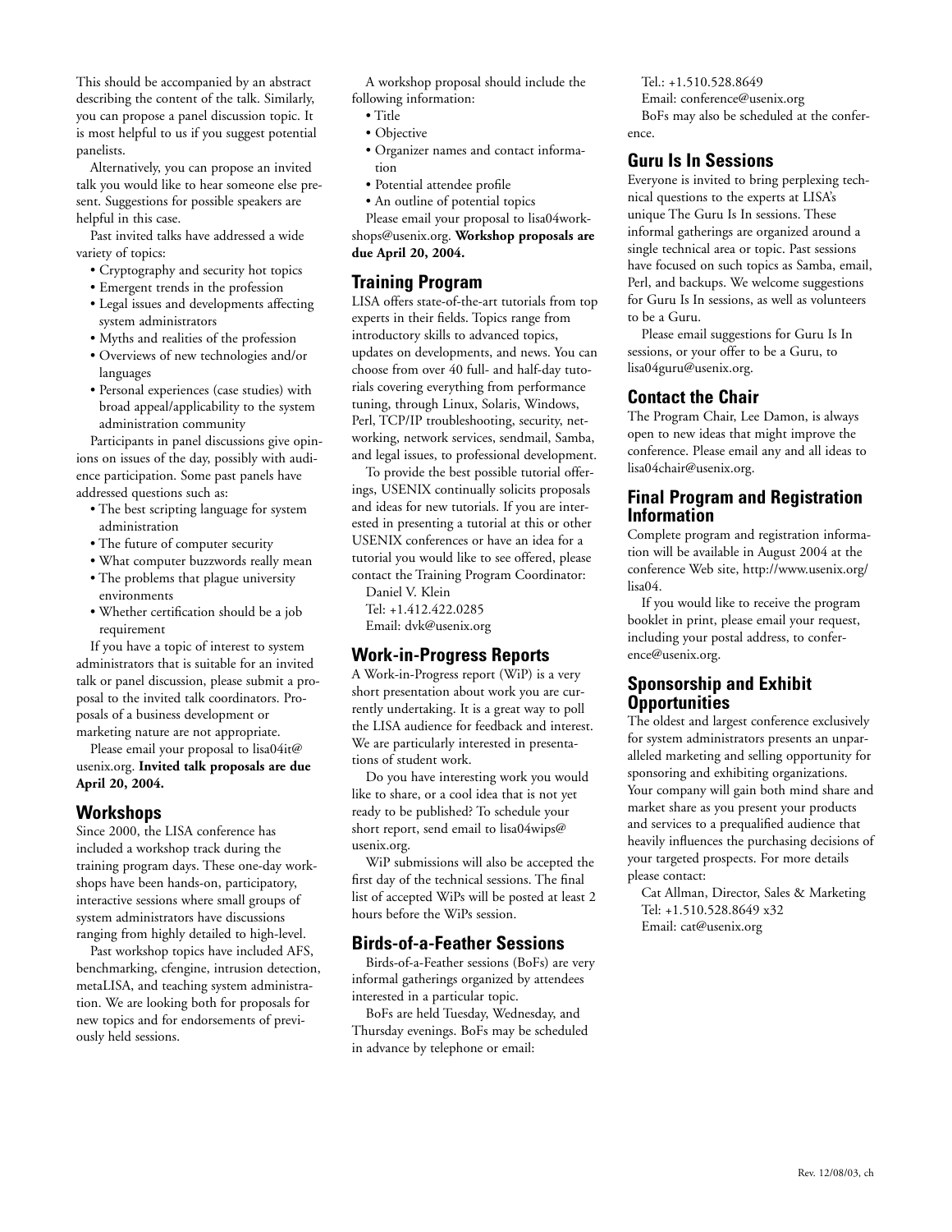This should be accompanied by an abstract describing the content of the talk. Similarly, you can propose a panel discussion topic. It is most helpful to us if you suggest potential panelists.

Alternatively, you can propose an invited talk you would like to hear someone else present. Suggestions for possible speakers are helpful in this case.

Past invited talks have addressed a wide variety of topics:

- Cryptography and security hot topics
- Emergent trends in the profession
- Legal issues and developments affecting system administrators
- Myths and realities of the profession
- Overviews of new technologies and/or languages
- Personal experiences (case studies) with broad appeal/applicability to the system administration community

Participants in panel discussions give opinions on issues of the day, possibly with audience participation. Some past panels have addressed questions such as:

- The best scripting language for system administration
- The future of computer security
- What computer buzzwords really mean
- The problems that plague university environments
- Whether certification should be a job requirement

If you have a topic of interest to system administrators that is suitable for an invited talk or panel discussion, please submit a proposal to the invited talk coordinators. Proposals of a business development or marketing nature are not appropriate.

Please email your proposal to lisa04it@usenix.org. **Invited talk proposals are due April 20, 2004.**

## Workshops

Since 2000, the LISA conference has included a workshop track during the training program days. These one-day workshops have been hands-on, participatory, interactive sessions where small groups of system administrators have discussions ranging from highly detailed to high-level.

Past workshop topics have included AFS, benchmarking, cfengine, intrusion detection, metaLISA, and teaching system administration. We are looking both for proposals for new topics and for endorsements of previously held sessions.

A workshop proposal should include the following information:

- Title
- Objective
- Organizer names and contact information
- Potential attendee profile
- An outline of potential topics

Please email your proposal to lisa04workshops@usenix.org. **Workshop proposals are due April 20, 2004.**

## Training Program

LISA offers state-of-the-art tutorials from top experts in their fields. Topics range from introductory skills to advanced topics, updates on developments, and news. You can choose from over 40 full- and half-day tutorials covering everything from performance tuning, through Linux, Solaris, Windows, Perl, TCP/IP troubleshooting, security, networking, network services, sendmail, Samba, and legal issues, to professional development.

To provide the best possible tutorial offerings, USENIX continually solicits proposals and ideas for new tutorials. If you are interested in presenting a tutorial at this or other USENIX conferences or have an idea for a tutorial you would like to see offered, please contact the Training Program Coordinator:

Daniel V. Klein
Tel: +1.412.422.0285
Email: dvk@usenix.org

## Work-in-Progress Reports

A Work-in-Progress report (WiP) is a very short presentation about work you are currently undertaking. It is a great way to poll the LISA audience for feedback and interest. We are particularly interested in presentations of student work.

Do you have interesting work you would like to share, or a cool idea that is not yet ready to be published? To schedule your short report, send email to lisa04wips@usenix.org.

WiP submissions will also be accepted the first day of the technical sessions. The final list of accepted WiPs will be posted at least 2 hours before the WiPs session.

## Birds-of-a-Feather Sessions

Birds-of-a-Feather sessions (BoFs) are very informal gatherings organized by attendees interested in a particular topic.

BoFs are held Tuesday, Wednesday, and Thursday evenings. BoFs may be scheduled in advance by telephone or email:

Tel.: +1.510.528.8649
Email: conference@usenix.org

BoFs may also be scheduled at the conference.

## Guru Is In Sessions

Everyone is invited to bring perplexing technical questions to the experts at LISA's unique The Guru Is In sessions. These informal gatherings are organized around a single technical area or topic. Past sessions have focused on such topics as Samba, email, Perl, and backups. We welcome suggestions for Guru Is In sessions, as well as volunteers to be a Guru.

Please email suggestions for Guru Is In sessions, or your offer to be a Guru, to lisa04guru@usenix.org.

## Contact the Chair

The Program Chair, Lee Damon, is always open to new ideas that might improve the conference. Please email any and all ideas to lisa04chair@usenix.org.

## Final Program and Registration Information

Complete program and registration information will be available in August 2004 at the conference Web site, http://www.usenix.org/lisa04.

If you would like to receive the program booklet in print, please email your request, including your postal address, to conference@usenix.org.

## Sponsorship and Exhibit Opportunities

The oldest and largest conference exclusively for system administrators presents an unparalleled marketing and selling opportunity for sponsoring and exhibiting organizations. Your company will gain both mind share and market share as you present your products and services to a prequalified audience that heavily influences the purchasing decisions of your targeted prospects. For more details please contact:

Cat Allman, Director, Sales & Marketing
Tel: +1.510.528.8649 x32
Email: cat@usenix.org

Rev. 12/08/03, ch